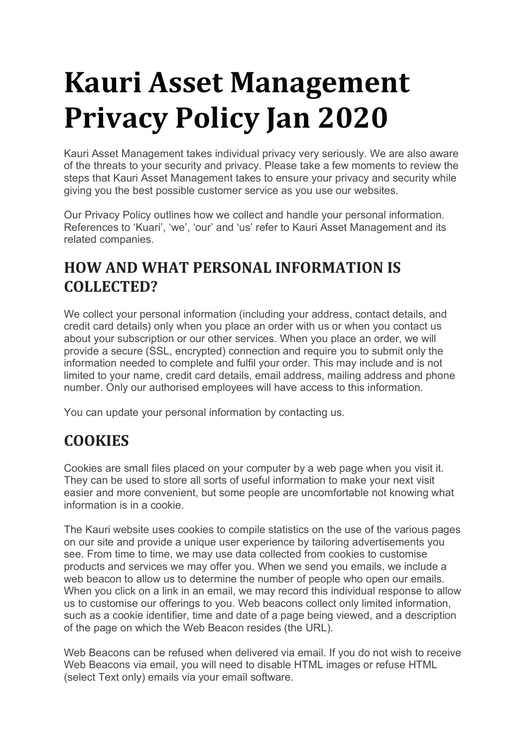# Kauri Asset Management Privacy Policy Jan 2020

Kauri Asset Management takes individual privacy very seriously. We are also aware of the threats to your security and privacy. Please take a few moments to review the steps that Kauri Asset Management takes to ensure your privacy and security while giving you the best possible customer service as you use our websites.

Our Privacy Policy outlines how we collect and handle your personal information. References to 'Kuari', 'we', 'our' and 'us' refer to Kauri Asset Management and its related companies.

## HOW AND WHAT PERSONAL INFORMATION IS COLLECTED?

We collect your personal information (including your address, contact details, and credit card details) only when you place an order with us or when you contact us about your subscription or our other services. When you place an order, we will provide a secure (SSL, encrypted) connection and require you to submit only the information needed to complete and fulfil your order. This may include and is not limited to your name, credit card details, email address, mailing address and phone number. Only our authorised employees will have access to this information.

You can update your personal information by contacting us.

## COOKIES

Cookies are small files placed on your computer by a web page when you visit it. They can be used to store all sorts of useful information to make your next visit easier and more convenient, but some people are uncomfortable not knowing what information is in a cookie.

The Kauri website uses cookies to compile statistics on the use of the various pages on our site and provide a unique user experience by tailoring advertisements you see. From time to time, we may use data collected from cookies to customise products and services we may offer you. When we send you emails, we include a web beacon to allow us to determine the number of people who open our emails. When you click on a link in an email, we may record this individual response to allow us to customise our offerings to you. Web beacons collect only limited information, such as a cookie identifier, time and date of a page being viewed, and a description of the page on which the Web Beacon resides (the URL).

Web Beacons can be refused when delivered via email. If you do not wish to receive Web Beacons via email, you will need to disable HTML images or refuse HTML (select Text only) emails via your email software.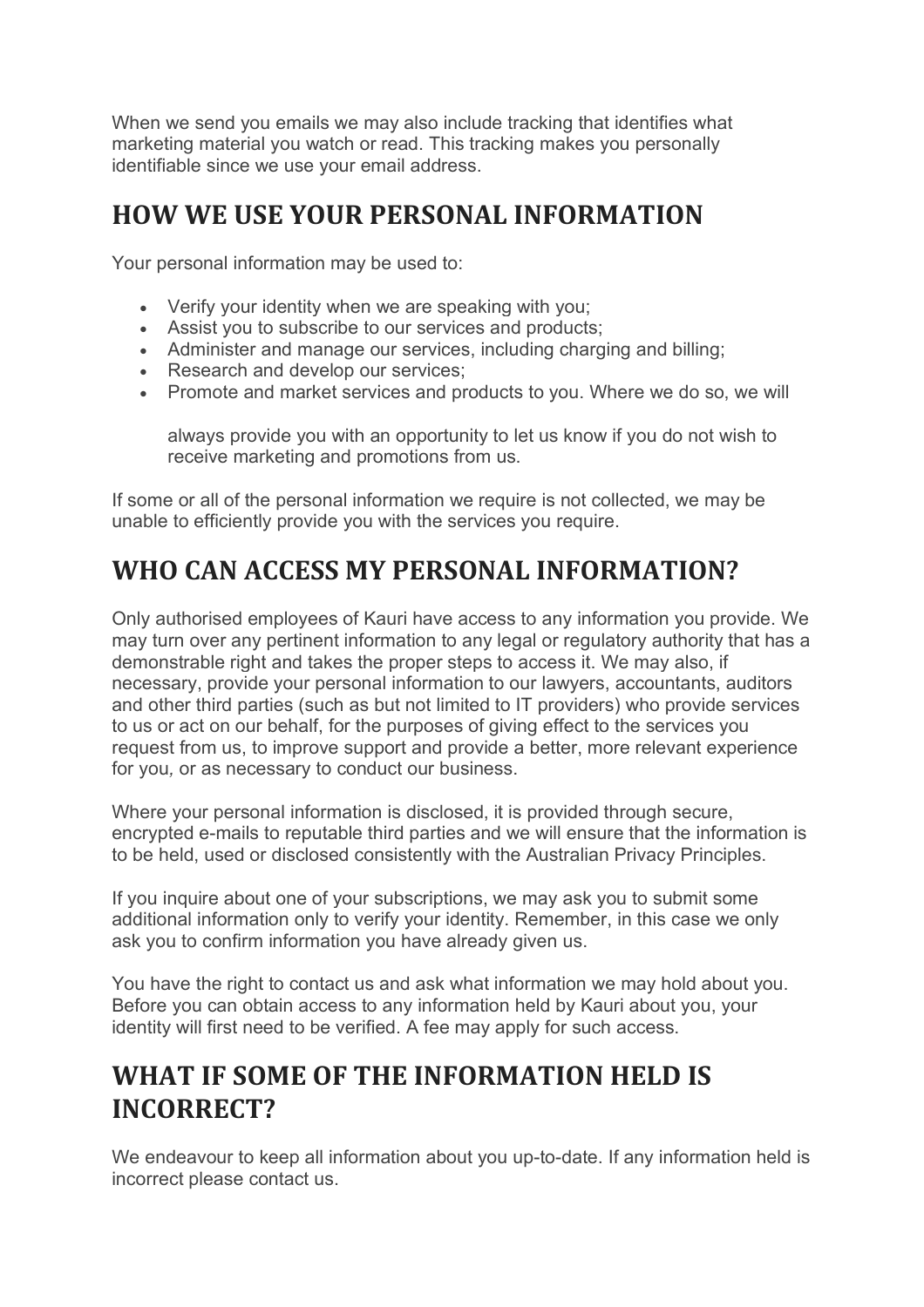When we send you emails we may also include tracking that identifies what marketing material you watch or read. This tracking makes you personally identifiable since we use your email address.

## HOW WE USE YOUR PERSONAL INFORMATION

Your personal information may be used to:

- Verify your identity when we are speaking with you;
- Assist you to subscribe to our services and products;
- Administer and manage our services, including charging and billing;
- Research and develop our services;
- Promote and market services and products to you. Where we do so, we will

  always provide you with an opportunity to let us know if you do not wish to receive marketing and promotions from us.

If some or all of the personal information we require is not collected, we may be unable to efficiently provide you with the services you require.

## WHO CAN ACCESS MY PERSONAL INFORMATION?

Only authorised employees of Kauri have access to any information you provide. We may turn over any pertinent information to any legal or regulatory authority that has a demonstrable right and takes the proper steps to access it. We may also, if necessary, provide your personal information to our lawyers, accountants, auditors and other third parties (such as but not limited to IT providers) who provide services to us or act on our behalf, for the purposes of giving effect to the services you request from us, to improve support and provide a better, more relevant experience for you*,* or as necessary to conduct our business.

Where your personal information is disclosed, it is provided through secure, encrypted e-mails to reputable third parties and we will ensure that the information is to be held, used or disclosed consistently with the Australian Privacy Principles.

If you inquire about one of your subscriptions, we may ask you to submit some additional information only to verify your identity. Remember, in this case we only ask you to confirm information you have already given us.

You have the right to contact us and ask what information we may hold about you. Before you can obtain access to any information held by Kauri about you, your identity will first need to be verified. A fee may apply for such access.

## WHAT IF SOME OF THE INFORMATION HELD IS INCORRECT?

We endeavour to keep all information about you up-to-date. If any information held is incorrect please contact us.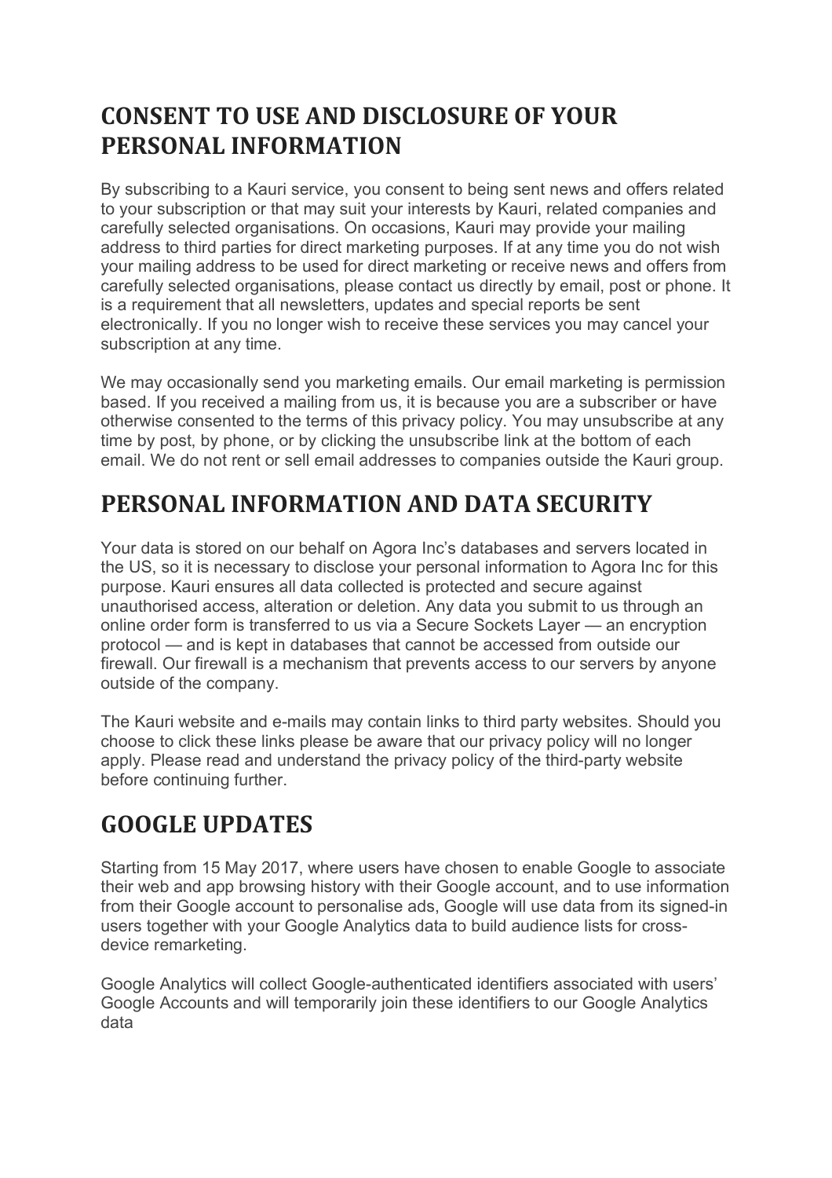## CONSENT TO USE AND DISCLOSURE OF YOUR PERSONAL INFORMATION

By subscribing to a Kauri service, you consent to being sent news and offers related to your subscription or that may suit your interests by Kauri, related companies and carefully selected organisations. On occasions, Kauri may provide your mailing address to third parties for direct marketing purposes. If at any time you do not wish your mailing address to be used for direct marketing or receive news and offers from carefully selected organisations, please contact us directly by email, post or phone. It is a requirement that all newsletters, updates and special reports be sent electronically. If you no longer wish to receive these services you may cancel your subscription at any time.

We may occasionally send you marketing emails. Our email marketing is permission based. If you received a mailing from us, it is because you are a subscriber or have otherwise consented to the terms of this privacy policy. You may unsubscribe at any time by post, by phone, or by clicking the unsubscribe link at the bottom of each email. We do not rent or sell email addresses to companies outside the Kauri group.

## PERSONAL INFORMATION AND DATA SECURITY

Your data is stored on our behalf on Agora Inc's databases and servers located in the US, so it is necessary to disclose your personal information to Agora Inc for this purpose. Kauri ensures all data collected is protected and secure against unauthorised access, alteration or deletion. Any data you submit to us through an online order form is transferred to us via a Secure Sockets Layer — an encryption protocol — and is kept in databases that cannot be accessed from outside our firewall. Our firewall is a mechanism that prevents access to our servers by anyone outside of the company.

The Kauri website and e-mails may contain links to third party websites. Should you choose to click these links please be aware that our privacy policy will no longer apply. Please read and understand the privacy policy of the third-party website before continuing further.

## GOOGLE UPDATES

Starting from 15 May 2017, where users have chosen to enable Google to associate their web and app browsing history with their Google account, and to use information from their Google account to personalise ads, Google will use data from its signed-in users together with your Google Analytics data to build audience lists for cross-device remarketing.

Google Analytics will collect Google-authenticated identifiers associated with users' Google Accounts and will temporarily join these identifiers to our Google Analytics data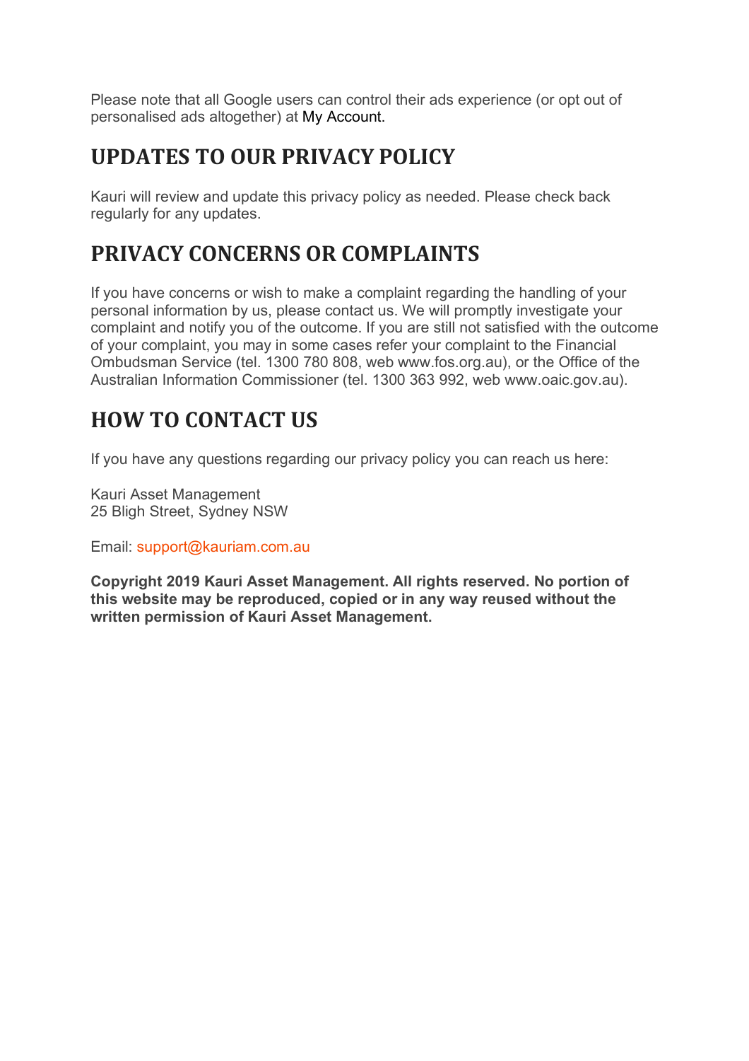Please note that all Google users can control their ads experience (or opt out of personalised ads altogether) at My Account.

## UPDATES TO OUR PRIVACY POLICY

Kauri will review and update this privacy policy as needed. Please check back regularly for any updates.

## PRIVACY CONCERNS OR COMPLAINTS

If you have concerns or wish to make a complaint regarding the handling of your personal information by us, please contact us. We will promptly investigate your complaint and notify you of the outcome. If you are still not satisfied with the outcome of your complaint, you may in some cases refer your complaint to the Financial Ombudsman Service (tel. 1300 780 808, web www.fos.org.au), or the Office of the Australian Information Commissioner (tel. 1300 363 992, web www.oaic.gov.au).

## HOW TO CONTACT US

If you have any questions regarding our privacy policy you can reach us here:

Kauri Asset Management
25 Bligh Street, Sydney NSW

Email: support@kauriam.com.au

**Copyright 2019 Kauri Asset Management. All rights reserved. No portion of this website may be reproduced, copied or in any way reused without the written permission of Kauri Asset Management.**